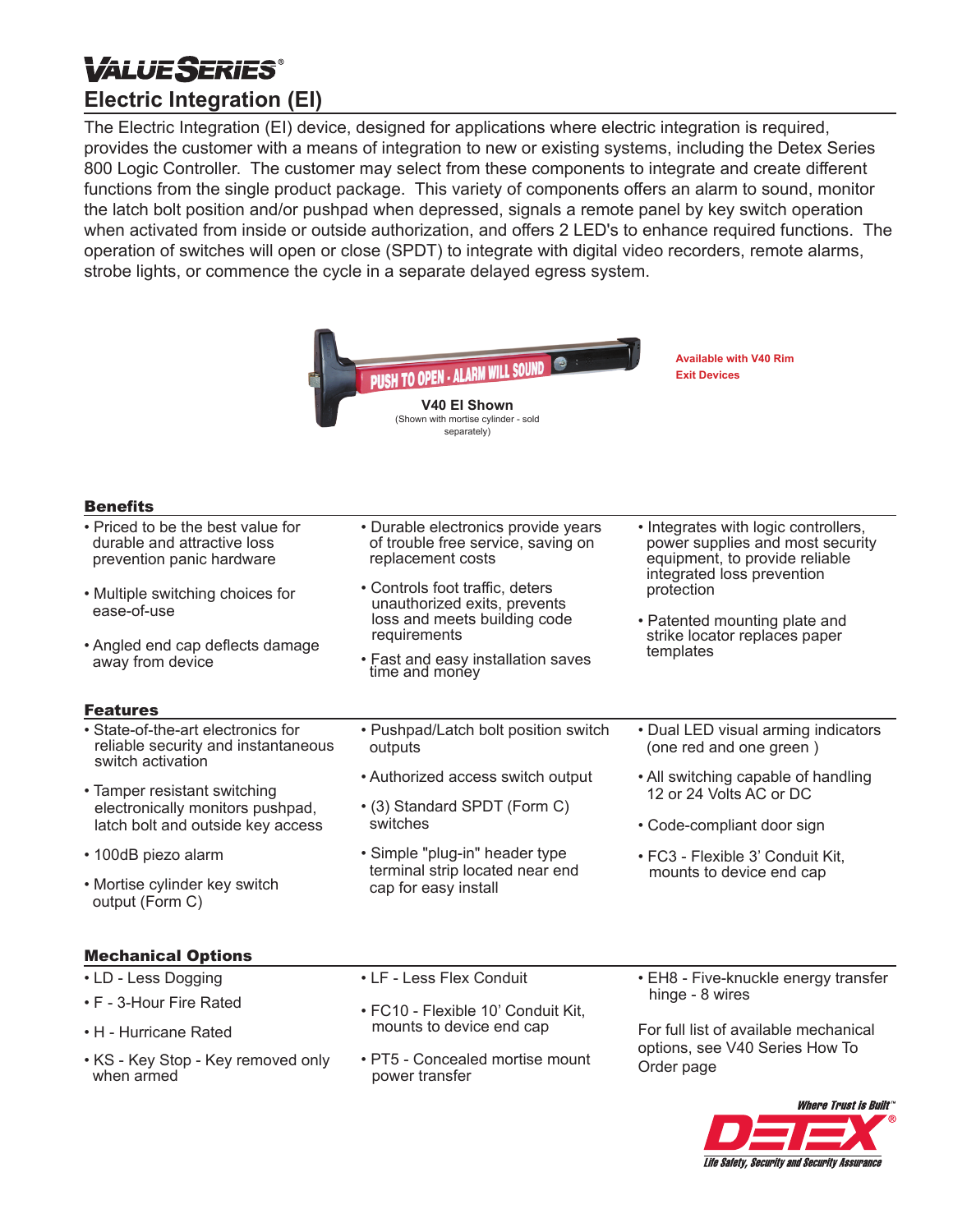# VALUE SERIES®

## Electric Integration (EI)

The Electric Integration (EI) device, designed for applications where electric integration is required, provides the customer with a means of integration to new or existing systems, including the Detex Series 800 Logic Controller. The customer may select from these components to integrate and create different functions from the single product package. This variety of components offers an alarm to sound, monitor the latch bolt position and/or pushpad when depressed, signals a remote panel by key switch operation when activated from inside or outside authorization, and offers 2 LED's to enhance required functions. The operation of switches will open or close (SPDT) to integrate with digital video recorders, remote alarms, strobe lights, or commence the cycle in a separate delayed egress system.

**V40 EI Shown**
(Shown with mortise cylinder - sold separately)

**Available with V40 Rim Exit Devices**

### Benefits

- Priced to be the best value for durable and attractive loss prevention panic hardware
- Multiple switching choices for ease-of-use
- Angled end cap deflects damage away from device
- Durable electronics provide years of trouble free service, saving on replacement costs
- Controls foot traffic, deters unauthorized exits, prevents loss and meets building code requirements
- Fast and easy installation saves time and money
- Integrates with logic controllers, power supplies and most security equipment, to provide reliable integrated loss prevention protection
- Patented mounting plate and strike locator replaces paper templates

### Features

- State-of-the-art electronics for reliable security and instantaneous switch activation
- Tamper resistant switching electronically monitors pushpad, latch bolt and outside key access
- 100dB piezo alarm
- Mortise cylinder key switch output (Form C)
- Pushpad/Latch bolt position switch outputs
- Authorized access switch output
- (3) Standard SPDT (Form C) switches
- Simple "plug-in" header type terminal strip located near end cap for easy install
- Dual LED visual arming indicators (one red and one green )
- All switching capable of handling 12 or 24 Volts AC or DC
- Code-compliant door sign
- FC3 - Flexible 3' Conduit Kit, mounts to device end cap

### Mechanical Options

- LD - Less Dogging
- F - 3-Hour Fire Rated
- H - Hurricane Rated
- KS - Key Stop - Key removed only when armed
- LF - Less Flex Conduit
- FC10 - Flexible 10' Conduit Kit, mounts to device end cap
- PT5 - Concealed mortise mount power transfer
- EH8 - Five-knuckle energy transfer hinge - 8 wires

For full list of available mechanical options, see V40 Series How To Order page

*Where Trust is Built™*
**DETEX®**
*Life Safety, Security and Security Assurance*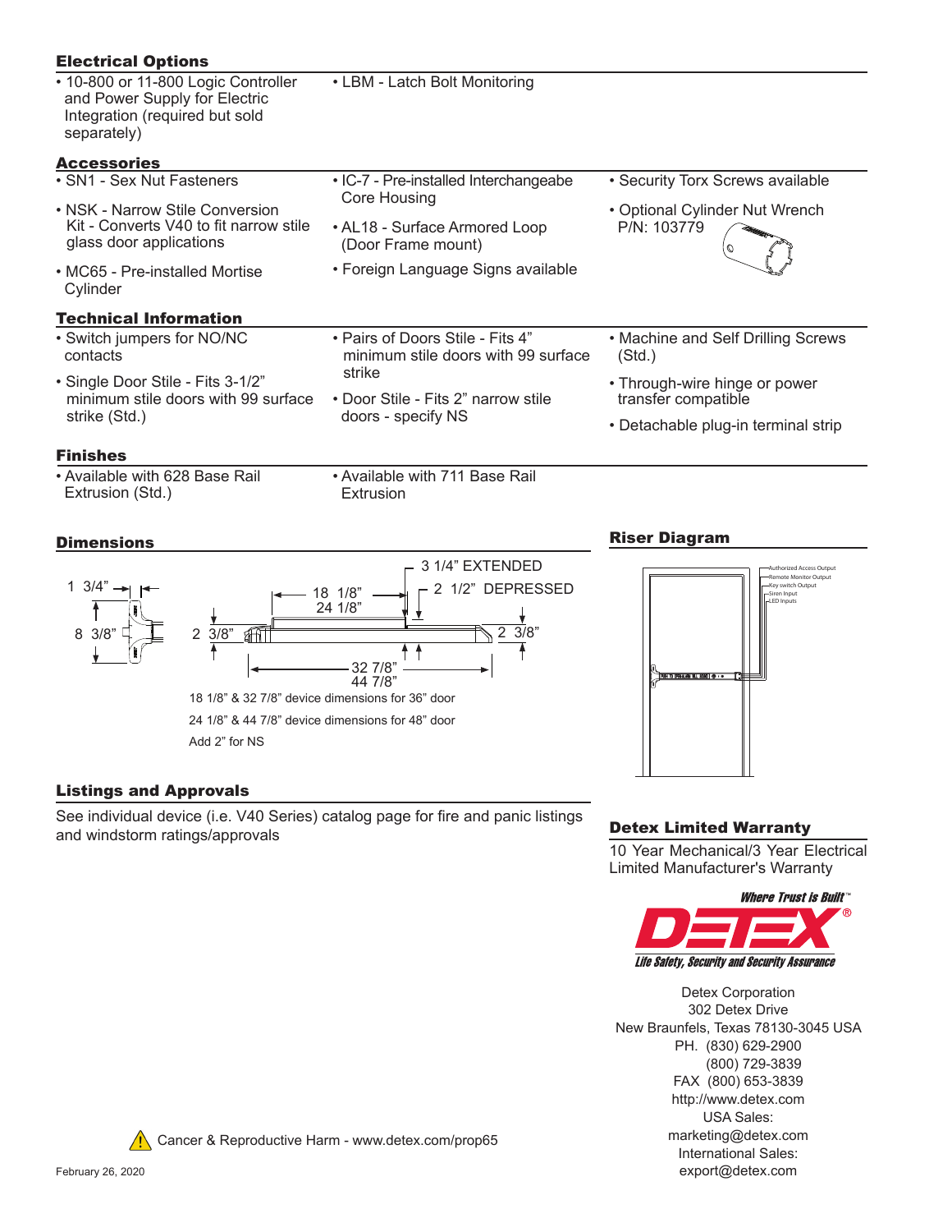## Electrical Options

- 10-800 or 11-800 Logic Controller and Power Supply for Electric Integration (required but sold separately)
- LBM - Latch Bolt Monitoring

## Accessories

- SN1 - Sex Nut Fasteners
- NSK - Narrow Stile Conversion Kit - Converts V40 to fit narrow stile glass door applications
- MC65 - Pre-installed Mortise Cylinder
- IC-7 - Pre-installed Interchangeabe Core Housing
- AL18 - Surface Armored Loop (Door Frame mount)
- Foreign Language Signs available
- Security Torx Screws available
- Optional Cylinder Nut Wrench P/N: 103779

## Technical Information

- Switch jumpers for NO/NC contacts
- Single Door Stile - Fits 3-1/2" minimum stile doors with 99 surface strike (Std.)
- Pairs of Doors Stile - Fits 4" minimum stile doors with 99 surface strike
- Door Stile - Fits 2" narrow stile doors - specify NS
- Machine and Self Drilling Screws (Std.)
- Through-wire hinge or power transfer compatible
- Detachable plug-in terminal strip

## Finishes

- Available with 628 Base Rail Extrusion (Std.)
- Available with 711 Base Rail Extrusion

## Dimensions

1 3/4"
8 3/8"
18 1/8"
24 1/8"
3 1/4" EXTENDED
2 1/2" DEPRESSED
2 3/8"
2 3/8"
32 7/8"
44 7/8"

18 1/8" & 32 7/8" device dimensions for 36" door

24 1/8" & 44 7/8" device dimensions for 48" door

Add 2" for NS

## Riser Diagram

Authorized Access Output
Remote Monitor Output
Key switch Output
Siren Input
LED Inputs

## Listings and Approvals

See individual device (i.e. V40 Series) catalog page for fire and panic listings and windstorm ratings/approvals

## Detex Limited Warranty

10 Year Mechanical/3 Year Electrical Limited Manufacturer's Warranty

*Where Trust is Built™*

DETEX®

*Life Safety, Security and Security Assurance*

Detex Corporation
302 Detex Drive
New Braunfels, Texas 78130-3045 USA
PH. (830) 629-2900
(800) 729-3839
FAX (800) 653-3839
http://www.detex.com
USA Sales:
marketing@detex.com
International Sales:
export@detex.com

Cancer & Reproductive Harm - www.detex.com/prop65

February 26, 2020